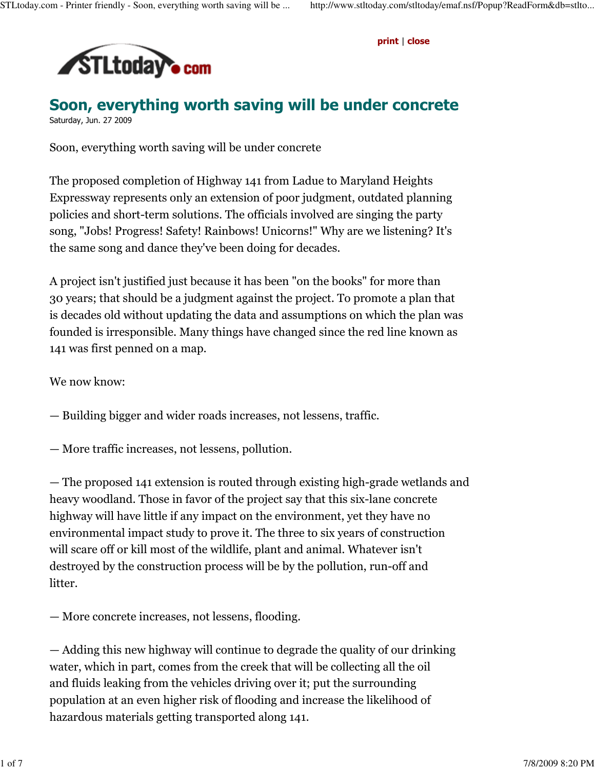# Soon, everything worth saving will be under concrete

Saturday, Jun. 27 2009

Soon, everything worth saving will be under concrete

The proposed completion of Highway 141 from Ladue to Maryland Heights Expressway represents only an extension of poor judgment, outdated planning policies and short-term solutions. The officials involved are singing the party song, "Jobs! Progress! Safety! Rainbows! Unicorns!" Why are we listening? It's the same song and dance they've been doing for decades.

A project isn't justified just because it has been "on the books" for more than 30 years; that should be a judgment against the project. To promote a plan that is decades old without updating the data and assumptions on which the plan was founded is irresponsible. Many things have changed since the red line known as 141 was first penned on a map.

We now know:

— Building bigger and wider roads increases, not lessens, traffic.

— More traffic increases, not lessens, pollution.

— The proposed 141 extension is routed through existing high-grade wetlands and heavy woodland. Those in favor of the project say that this six-lane concrete highway will have little if any impact on the environment, yet they have no environmental impact study to prove it. The three to six years of construction will scare off or kill most of the wildlife, plant and animal. Whatever isn't destroyed by the construction process will be by the pollution, run-off and litter.

— More concrete increases, not lessens, flooding.

— Adding this new highway will continue to degrade the quality of our drinking water, which in part, comes from the creek that will be collecting all the oil and fluids leaking from the vehicles driving over it; put the surrounding population at an even higher risk of flooding and increase the likelihood of hazardous materials getting transported along 141.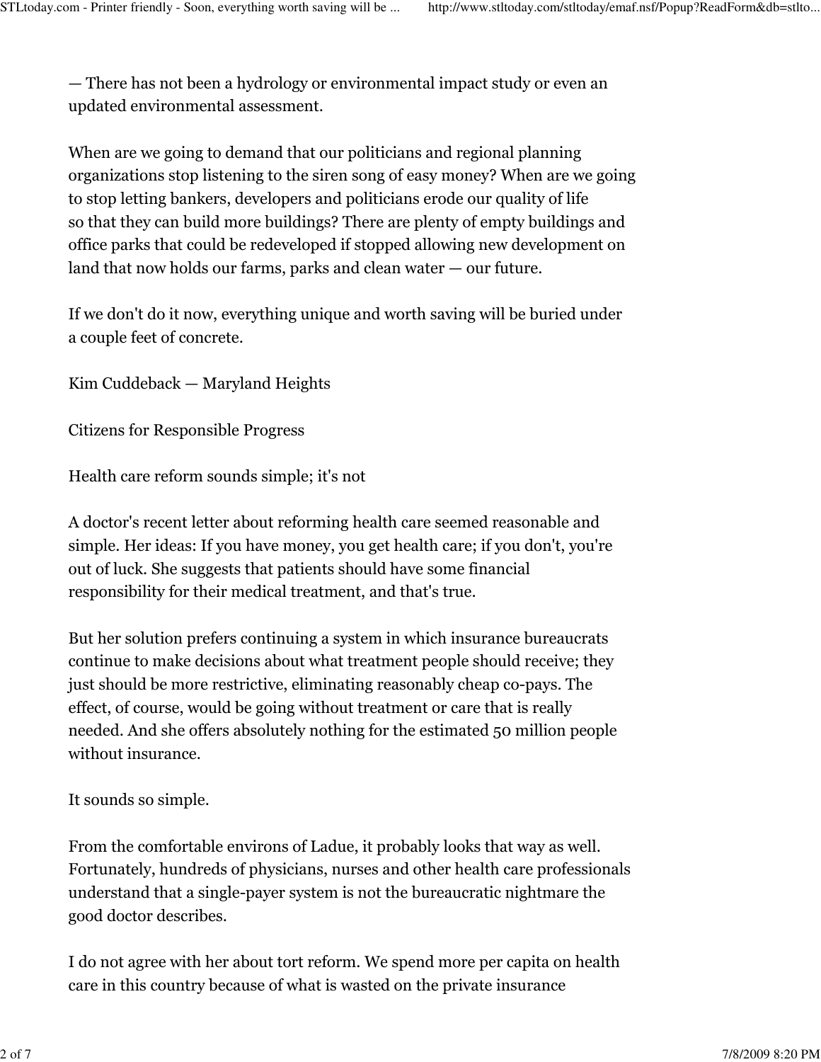— There has not been a hydrology or environmental impact study or even an updated environmental assessment.

When are we going to demand that our politicians and regional planning organizations stop listening to the siren song of easy money? When are we going to stop letting bankers, developers and politicians erode our quality of life so that they can build more buildings? There are plenty of empty buildings and office parks that could be redeveloped if stopped allowing new development on land that now holds our farms, parks and clean water — our future.

If we don't do it now, everything unique and worth saving will be buried under a couple feet of concrete.

Kim Cuddeback — Maryland Heights

Citizens for Responsible Progress

## Health care reform sounds simple; it's not

A doctor's recent letter about reforming health care seemed reasonable and simple. Her ideas: If you have money, you get health care; if you don't, you're out of luck. She suggests that patients should have some financial responsibility for their medical treatment, and that's true.

But her solution prefers continuing a system in which insurance bureaucrats continue to make decisions about what treatment people should receive; they just should be more restrictive, eliminating reasonably cheap co-pays. The effect, of course, would be going without treatment or care that is really needed. And she offers absolutely nothing for the estimated 50 million people without insurance.

It sounds so simple.

From the comfortable environs of Ladue, it probably looks that way as well. Fortunately, hundreds of physicians, nurses and other health care professionals understand that a single-payer system is not the bureaucratic nightmare the good doctor describes.

I do not agree with her about tort reform. We spend more per capita on health care in this country because of what is wasted on the private insurance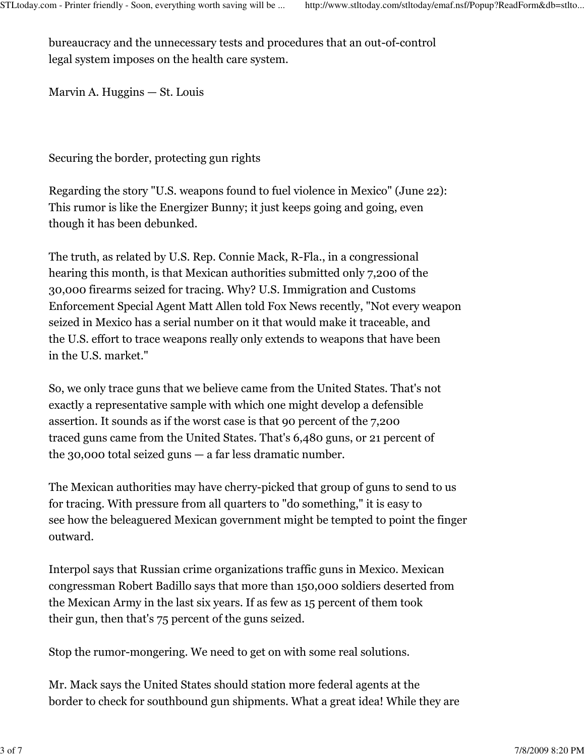bureaucracy and the unnecessary tests and procedures that an out-of-control legal system imposes on the health care system.

Marvin A. Huggins — St. Louis

## Securing the border, protecting gun rights

Regarding the story "U.S. weapons found to fuel violence in Mexico" (June 22): This rumor is like the Energizer Bunny; it just keeps going and going, even though it has been debunked.

The truth, as related by U.S. Rep. Connie Mack, R-Fla., in a congressional hearing this month, is that Mexican authorities submitted only 7,200 of the 30,000 firearms seized for tracing. Why? U.S. Immigration and Customs Enforcement Special Agent Matt Allen told Fox News recently, "Not every weapon seized in Mexico has a serial number on it that would make it traceable, and the U.S. effort to trace weapons really only extends to weapons that have been in the U.S. market."

So, we only trace guns that we believe came from the United States. That's not exactly a representative sample with which one might develop a defensible assertion. It sounds as if the worst case is that 90 percent of the 7,200 traced guns came from the United States. That's 6,480 guns, or 21 percent of the 30,000 total seized guns — a far less dramatic number.

The Mexican authorities may have cherry-picked that group of guns to send to us for tracing. With pressure from all quarters to "do something," it is easy to see how the beleaguered Mexican government might be tempted to point the finger outward.

Interpol says that Russian crime organizations traffic guns in Mexico. Mexican congressman Robert Badillo says that more than 150,000 soldiers deserted from the Mexican Army in the last six years. If as few as 15 percent of them took their gun, then that's 75 percent of the guns seized.

Stop the rumor-mongering. We need to get on with some real solutions.

Mr. Mack says the United States should station more federal agents at the border to check for southbound gun shipments. What a great idea! While they are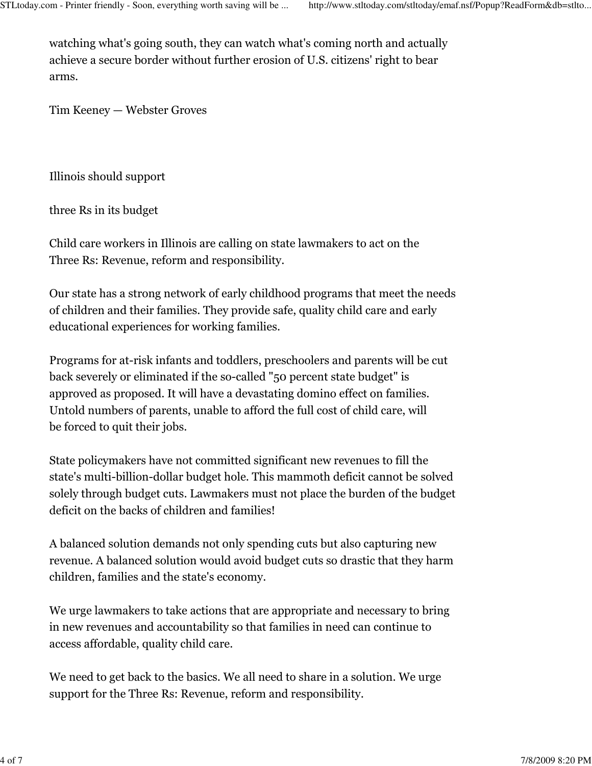watching what's going south, they can watch what's coming north and actually achieve a secure border without further erosion of U.S. citizens' right to bear arms.

Tim Keeney — Webster Groves

## Illinois should support three Rs in its budget

Child care workers in Illinois are calling on state lawmakers to act on the Three Rs: Revenue, reform and responsibility.

Our state has a strong network of early childhood programs that meet the needs of children and their families. They provide safe, quality child care and early educational experiences for working families.

Programs for at-risk infants and toddlers, preschoolers and parents will be cut back severely or eliminated if the so-called "50 percent state budget" is approved as proposed. It will have a devastating domino effect on families. Untold numbers of parents, unable to afford the full cost of child care, will be forced to quit their jobs.

State policymakers have not committed significant new revenues to fill the state's multi-billion-dollar budget hole. This mammoth deficit cannot be solved solely through budget cuts. Lawmakers must not place the burden of the budget deficit on the backs of children and families!

A balanced solution demands not only spending cuts but also capturing new revenue. A balanced solution would avoid budget cuts so drastic that they harm children, families and the state's economy.

We urge lawmakers to take actions that are appropriate and necessary to bring in new revenues and accountability so that families in need can continue to access affordable, quality child care.

We need to get back to the basics. We all need to share in a solution. We urge support for the Three Rs: Revenue, reform and responsibility.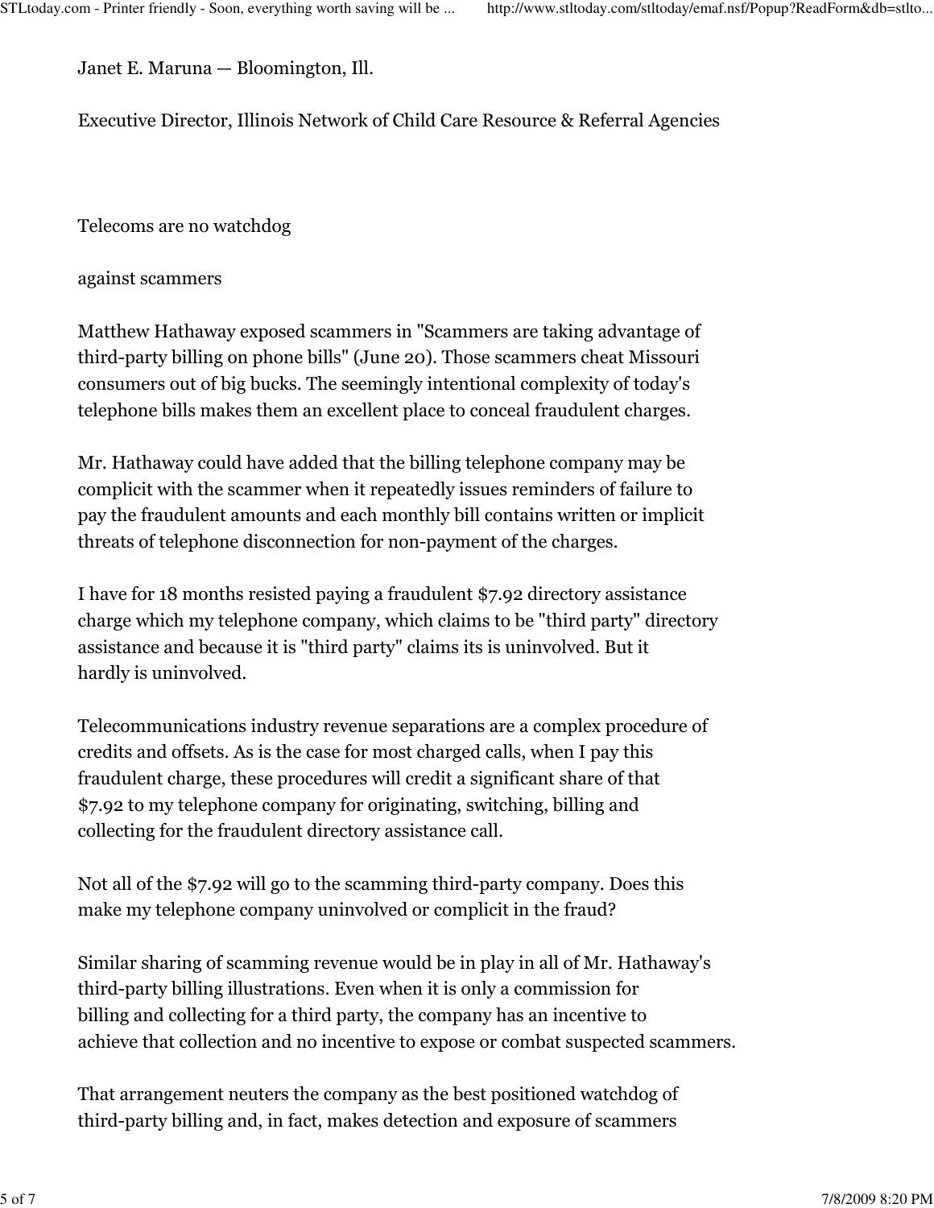Janet E. Maruna — Bloomington, Ill.

Executive Director, Illinois Network of Child Care Resource & Referral Agencies

## Telecoms are no watchdog against scammers

Matthew Hathaway exposed scammers in "Scammers are taking advantage of third-party billing on phone bills" (June 20). Those scammers cheat Missouri consumers out of big bucks. The seemingly intentional complexity of today's telephone bills makes them an excellent place to conceal fraudulent charges.

Mr. Hathaway could have added that the billing telephone company may be complicit with the scammer when it repeatedly issues reminders of failure to pay the fraudulent amounts and each monthly bill contains written or implicit threats of telephone disconnection for non-payment of the charges.

I have for 18 months resisted paying a fraudulent $7.92 directory assistance charge which my telephone company, which claims to be "third party" directory assistance and because it is "third party" claims its is uninvolved. But it hardly is uninvolved.

Telecommunications industry revenue separations are a complex procedure of credits and offsets. As is the case for most charged calls, when I pay this fraudulent charge, these procedures will credit a significant share of that $7.92 to my telephone company for originating, switching, billing and collecting for the fraudulent directory assistance call.

Not all of the $7.92 will go to the scamming third-party company. Does this make my telephone company uninvolved or complicit in the fraud?

Similar sharing of scamming revenue would be in play in all of Mr. Hathaway's third-party billing illustrations. Even when it is only a commission for billing and collecting for a third party, the company has an incentive to achieve that collection and no incentive to expose or combat suspected scammers.

That arrangement neuters the company as the best positioned watchdog of third-party billing and, in fact, makes detection and exposure of scammers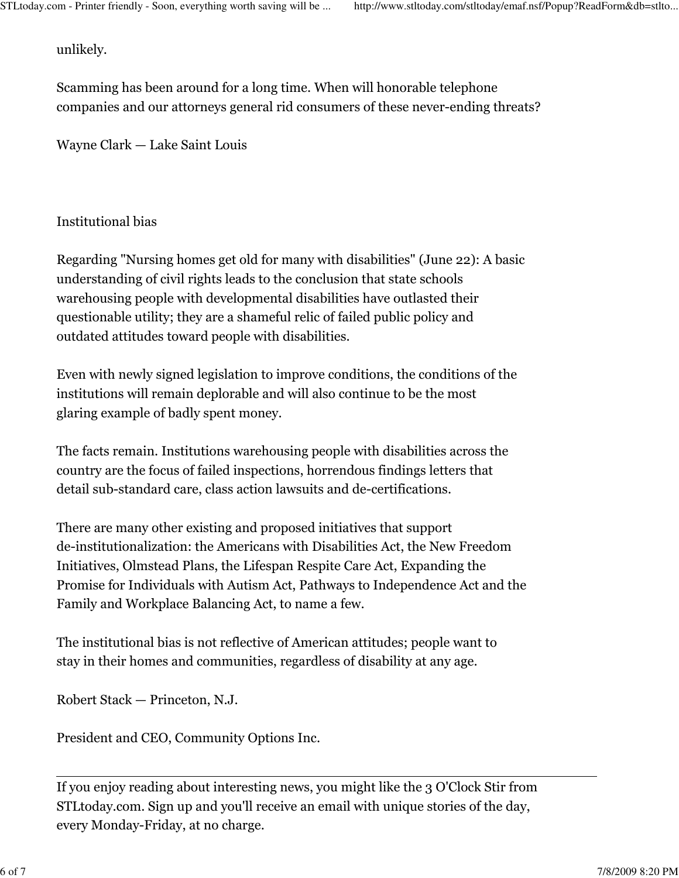unlikely.

Scamming has been around for a long time. When will honorable telephone companies and our attorneys general rid consumers of these never-ending threats?

Wayne Clark — Lake Saint Louis

## Institutional bias

Regarding "Nursing homes get old for many with disabilities" (June 22): A basic understanding of civil rights leads to the conclusion that state schools warehousing people with developmental disabilities have outlasted their questionable utility; they are a shameful relic of failed public policy and outdated attitudes toward people with disabilities.

Even with newly signed legislation to improve conditions, the conditions of the institutions will remain deplorable and will also continue to be the most glaring example of badly spent money.

The facts remain. Institutions warehousing people with disabilities across the country are the focus of failed inspections, horrendous findings letters that detail sub-standard care, class action lawsuits and de-certifications.

There are many other existing and proposed initiatives that support de-institutionalization: the Americans with Disabilities Act, the New Freedom Initiatives, Olmstead Plans, the Lifespan Respite Care Act, Expanding the Promise for Individuals with Autism Act, Pathways to Independence Act and the Family and Workplace Balancing Act, to name a few.

The institutional bias is not reflective of American attitudes; people want to stay in their homes and communities, regardless of disability at any age.

Robert Stack — Princeton, N.J.

President and CEO, Community Options Inc.

---

If you enjoy reading about interesting news, you might like the 3 O'Clock Stir from STLtoday.com. Sign up and you'll receive an email with unique stories of the day, every Monday-Friday, at no charge.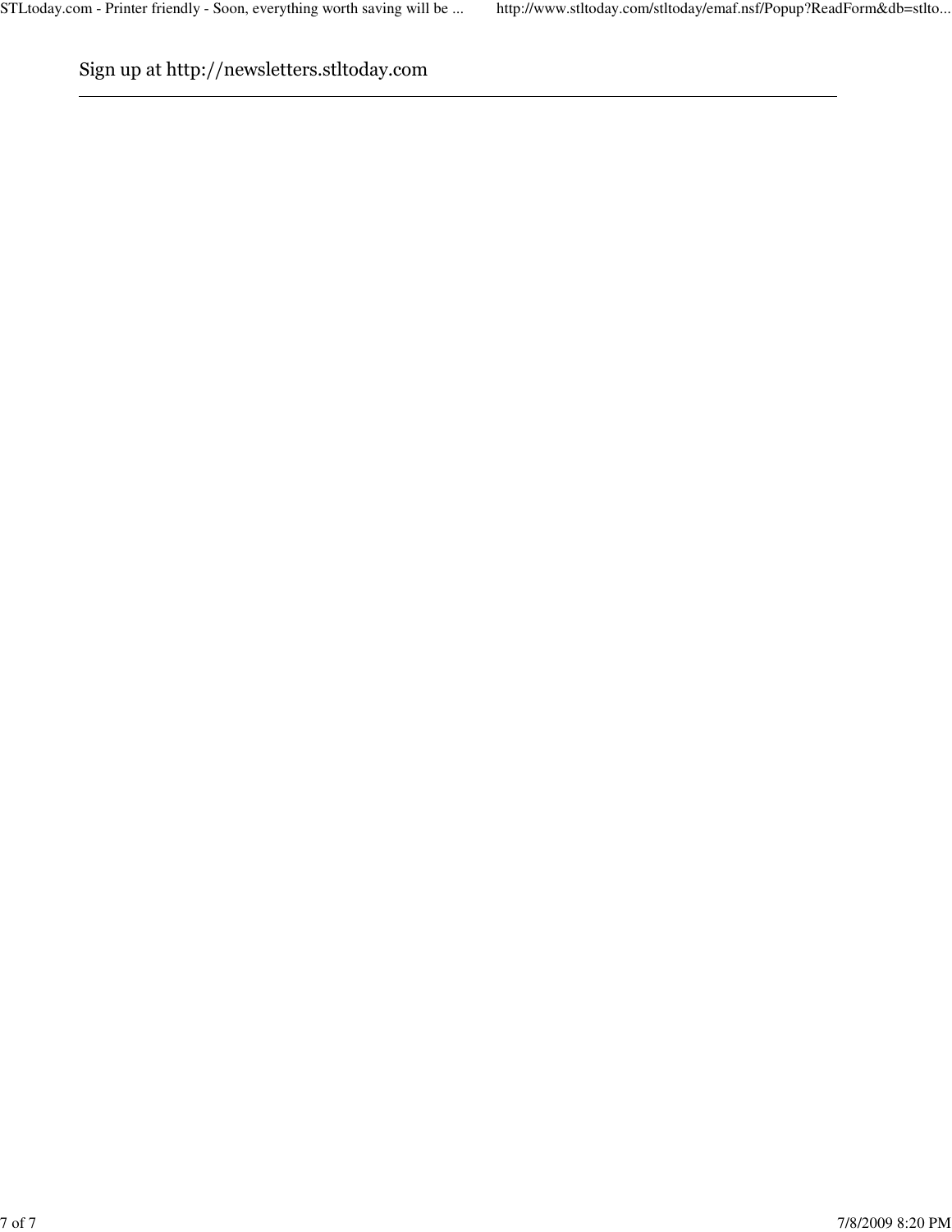Sign up at http://newsletters.stltoday.com

---